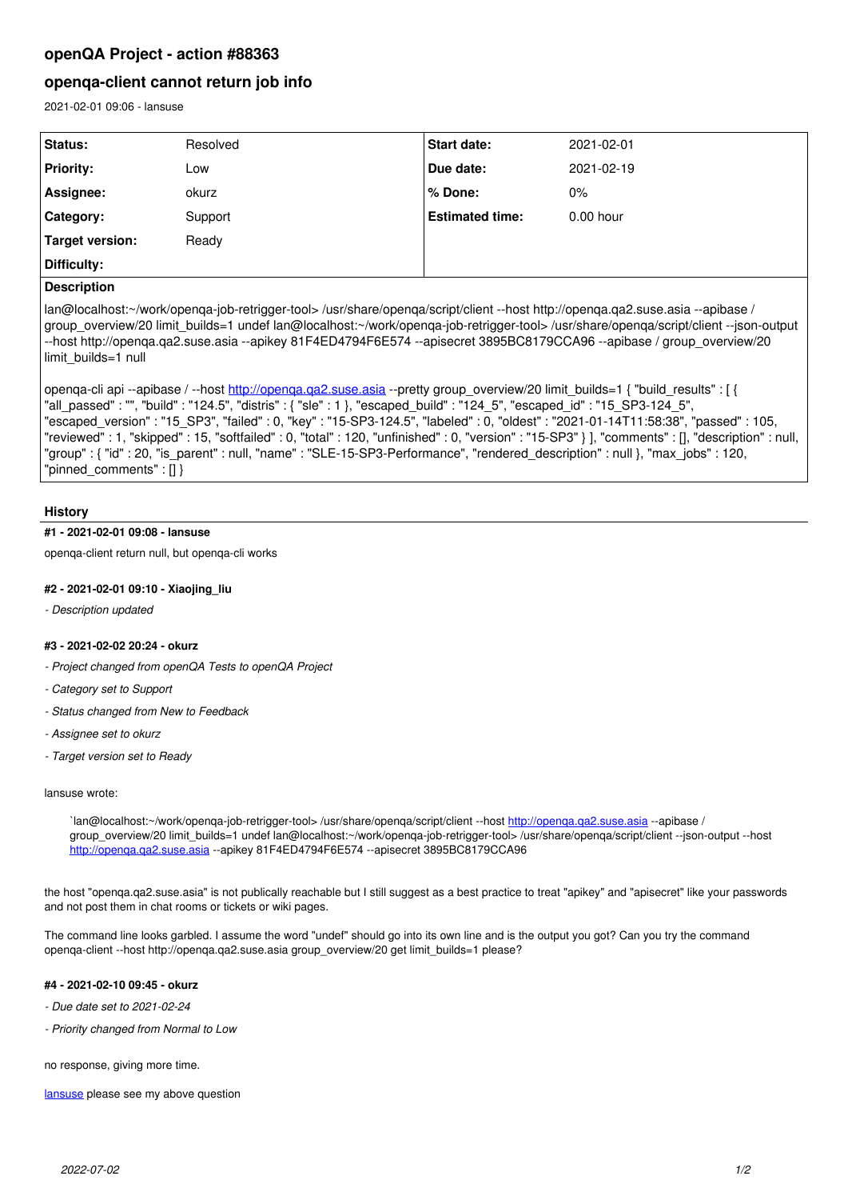# openQA Project - action #88363

## openqa-client cannot return job info

2021-02-01 09:06 - lansuse

| Status: | Resolved | Start date: | 2021-02-01 |
|---|---|---|---|
| Priority: | Low | Due date: | 2021-02-19 |
| Assignee: | okurz | % Done: | 0% |
| Category: | Support | Estimated time: | 0.00 hour |
| Target version: | Ready | | |
| Difficulty: | | | |

**Description**

lan@localhost:~/work/openqa-job-retrigger-tool> /usr/share/openqa/script/client --host http://openqa.qa2.suse.asia --apibase / group_overview/20 limit_builds=1 undef lan@localhost:~/work/openqa-job-retrigger-tool> /usr/share/openqa/script/client --json-output --host http://openqa.qa2.suse.asia --apikey 81F4ED4794F6E574 --apisecret 3895BC8179CCA96 --apibase / group_overview/20 limit_builds=1 null

openqa-cli api --apibase / --host http://openqa.qa2.suse.asia --pretty group_overview/20 limit_builds=1 { "build_results" : [ { "all_passed" : "", "build" : "124.5", "distris" : { "sle" : 1 }, "escaped_build" : "124_5", "escaped_id" : "15_SP3-124_5", "escaped_version" : "15_SP3", "failed" : 0, "key" : "15-SP3-124.5", "labeled" : 0, "oldest" : "2021-01-14T11:58:38", "passed" : 105, "reviewed" : 1, "skipped" : 15, "softfailed" : 0, "total" : 120, "unfinished" : 0, "version" : "15-SP3" } ], "comments" : [], "description" : null, "group" : { "id" : 20, "is_parent" : null, "name" : "SLE-15-SP3-Performance", "rendered_description" : null }, "max_jobs" : 120, "pinned_comments" : [] }

## History

#### #1 - 2021-02-01 09:08 - lansuse

openqa-client return null, but openqa-cli works

#### #2 - 2021-02-01 09:10 - Xiaojing_liu

- *Description updated*

#### #3 - 2021-02-02 20:24 - okurz

- *Project changed from openQA Tests to openQA Project*
- *Category set to Support*
- *Status changed from New to Feedback*
- *Assignee set to okurz*
- *Target version set to Ready*

lansuse wrote:

> `lan@localhost:~/work/openqa-job-retrigger-tool> /usr/share/openqa/script/client --host http://openqa.qa2.suse.asia --apibase / group_overview/20 limit_builds=1 undef lan@localhost:~/work/openqa-job-retrigger-tool> /usr/share/openqa/script/client --json-output --host http://openqa.qa2.suse.asia --apikey 81F4ED4794F6E574 --apisecret 3895BC8179CCA96

the host "openqa.qa2.suse.asia" is not publically reachable but I still suggest as a best practice to treat "apikey" and "apisecret" like your passwords and not post them in chat rooms or tickets or wiki pages.

The command line looks garbled. I assume the word "undef" should go into its own line and is the output you got? Can you try the command openqa-client --host http://openqa.qa2.suse.asia group_overview/20 get limit_builds=1 please?

#### #4 - 2021-02-10 09:45 - okurz

- *Due date set to 2021-02-24*
- *Priority changed from Normal to Low*

no response, giving more time.

lansuse please see my above question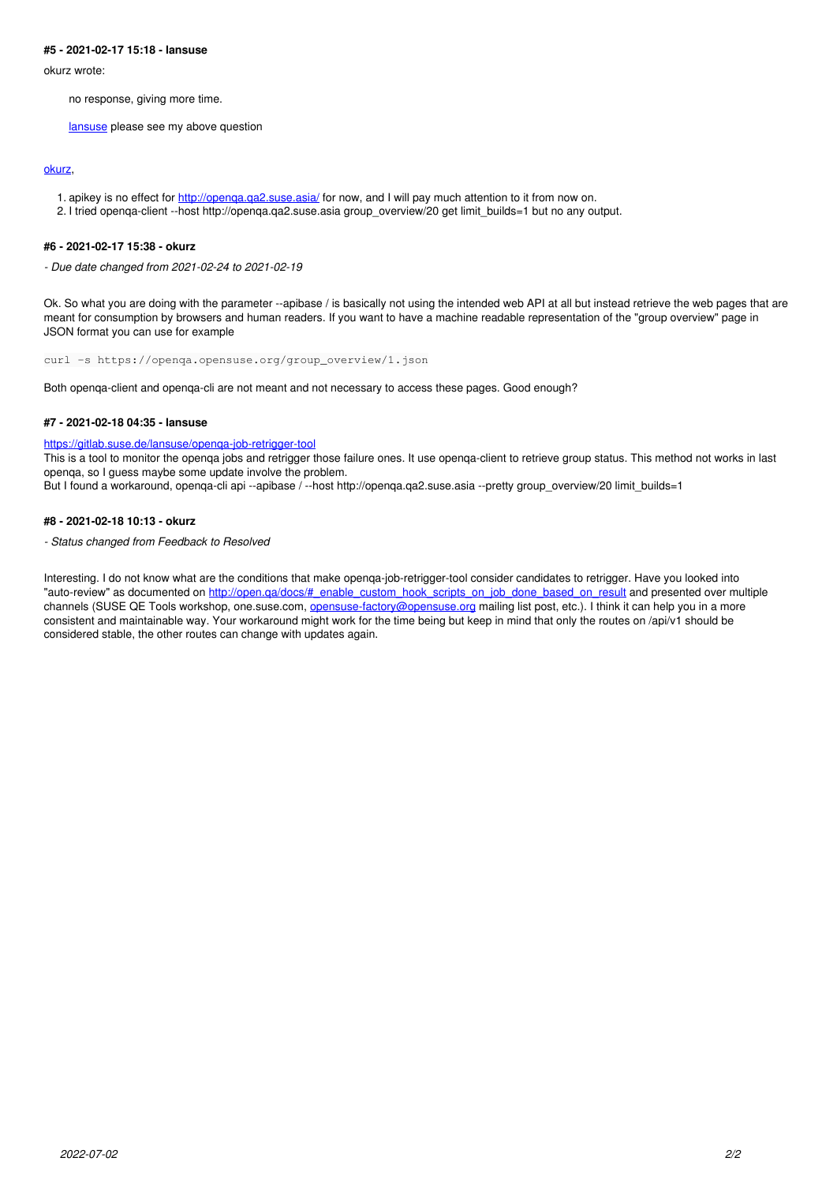#### #5 - 2021-02-17 15:18 - lansuse

okurz wrote:

> no response, giving more time.
>
> lansuse please see my above question

okurz,

1. apikey is no effect for http://openqa.qa2.suse.asia/ for now, and I will pay much attention to it from now on.
2. I tried openqa-client --host http://openqa.qa2.suse.asia group_overview/20 get limit_builds=1 but no any output.

#### #6 - 2021-02-17 15:38 - okurz

*- Due date changed from 2021-02-24 to 2021-02-19*

Ok. So what you are doing with the parameter --apibase / is basically not using the intended web API at all but instead retrieve the web pages that are meant for consumption by browsers and human readers. If you want to have a machine readable representation of the "group overview" page in JSON format you can use for example

```
curl -s https://openqa.opensuse.org/group_overview/1.json
```

Both openqa-client and openqa-cli are not meant and not necessary to access these pages. Good enough?

#### #7 - 2021-02-18 04:35 - lansuse

https://gitlab.suse.de/lansuse/openqa-job-retrigger-tool
This is a tool to monitor the openqa jobs and retrigger those failure ones. It use openqa-client to retrieve group status. This method not works in last openqa, so I guess maybe some update involve the problem.
But I found a workaround, openqa-cli api --apibase / --host http://openqa.qa2.suse.asia --pretty group_overview/20 limit_builds=1

#### #8 - 2021-02-18 10:13 - okurz

*- Status changed from Feedback to Resolved*

Interesting. I do not know what are the conditions that make openqa-job-retrigger-tool consider candidates to retrigger. Have you looked into "auto-review" as documented on http://open.qa/docs/#_enable_custom_hook_scripts_on_job_done_based_on_result and presented over multiple channels (SUSE QE Tools workshop, one.suse.com, opensuse-factory@opensuse.org mailing list post, etc.). I think it can help you in a more consistent and maintainable way. Your workaround might work for the time being but keep in mind that only the routes on /api/v1 should be considered stable, the other routes can change with updates again.